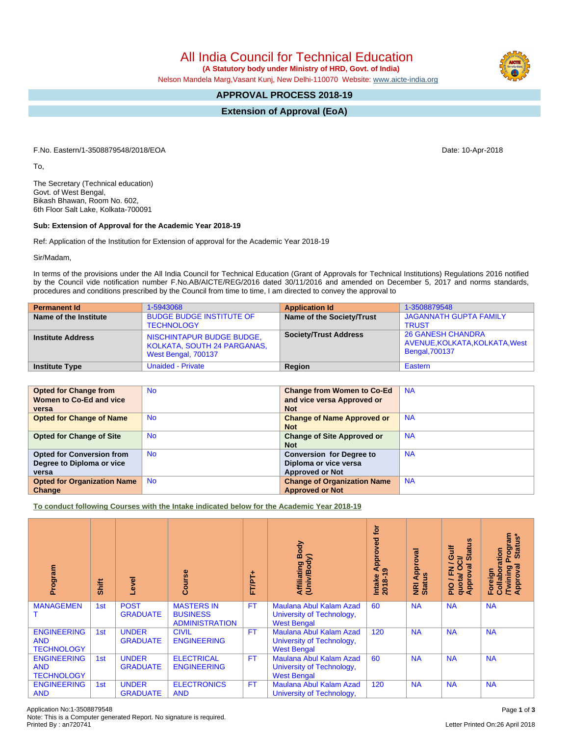# All India Council for Technical Education

**(A Statutory body under Ministry of HRD, Govt. of India)**

Nelson Mandela Marg,Vasant Kunj, New Delhi-110070 Website: www.aicte-india.org

## APPROVAL PROCESS 2018-19

## Extension of Approval (EoA)

F.No. Eastern/1-3508879548/2018/EOA

Date: 10-Apr-2018

To,

The Secretary (Technical education)
Govt. of West Bengal,
Bikash Bhawan, Room No. 602,
6th Floor Salt Lake, Kolkata-700091

**Sub: Extension of Approval for the Academic Year 2018-19**

Ref: Application of the Institution for Extension of approval for the Academic Year 2018-19

Sir/Madam,

In terms of the provisions under the All India Council for Technical Education (Grant of Approvals for Technical Institutions) Regulations 2016 notified by the Council vide notification number F.No.AB/AICTE/REG/2016 dated 30/11/2016 and amended on December 5, 2017 and norms standards, procedures and conditions prescribed by the Council from time to time, I am directed to convey the approval to

| **Permanent Id** | 1-5943068 | **Application Id** | 1-3508879548 |
|---|---|---|---|
| **Name of the Institute** | BUDGE BUDGE INSTITUTE OF TECHNOLOGY | **Name of the Society/Trust** | JAGANNATH GUPTA FAMILY TRUST |
| **Institute Address** | NISCHINTAPUR BUDGE BUDGE, KOLKATA, SOUTH 24 PARGANAS, West Bengal, 700137 | **Society/Trust Address** | 26 GANESH CHANDRA AVENUE,KOLKATA,KOLKATA,West Bengal,700137 |
| **Institute Type** | Unaided - Private | **Region** | Eastern |

| **Opted for Change from Women to Co-Ed and vice versa** | No | **Change from Women to Co-Ed and vice versa Approved or Not** | NA |
|---|---|---|---|
| **Opted for Change of Name** | No | **Change of Name Approved or Not** | NA |
| **Opted for Change of Site** | No | **Change of Site Approved or Not** | NA |
| **Opted for Conversion from Degree to Diploma or vice versa** | No | **Conversion for Degree to Diploma or vice versa Approved or Not** | NA |
| **Opted for Organization Name Change** | No | **Change of Organization Name Approved or Not** | NA |

**To conduct following Courses with the Intake indicated below for the Academic Year 2018-19**

| Program | Shift | Level | Course | FT/PT+ | Affiliating Body (Univ/Body) | Intake Approved for 2018-19 | NRI Approval Status | PIO / FN / Gulf quota/ OCI/ Approval Status | Foreign Collaboration /Twining Program Approval Status* |
|---|---|---|---|---|---|---|---|---|---|
| MANAGEMENT | 1st | POST GRADUATE | MASTERS IN BUSINESS ADMINISTRATION | FT | Maulana Abul Kalam Azad University of Technology, West Bengal | 60 | NA | NA | NA |
| ENGINEERING AND TECHNOLOGY | 1st | UNDER GRADUATE | CIVIL ENGINEERING | FT | Maulana Abul Kalam Azad University of Technology, West Bengal | 120 | NA | NA | NA |
| ENGINEERING AND TECHNOLOGY | 1st | UNDER GRADUATE | ELECTRICAL ENGINEERING | FT | Maulana Abul Kalam Azad University of Technology, West Bengal | 60 | NA | NA | NA |
| ENGINEERING AND | 1st | UNDER GRADUATE | ELECTRONICS AND | FT | Maulana Abul Kalam Azad University of Technology, | 120 | NA | NA | NA |

Application No:1-3508879548
Note: This is a Computer generated Report. No signature is required.
Printed By : an720741

Letter Printed On:26 April 2018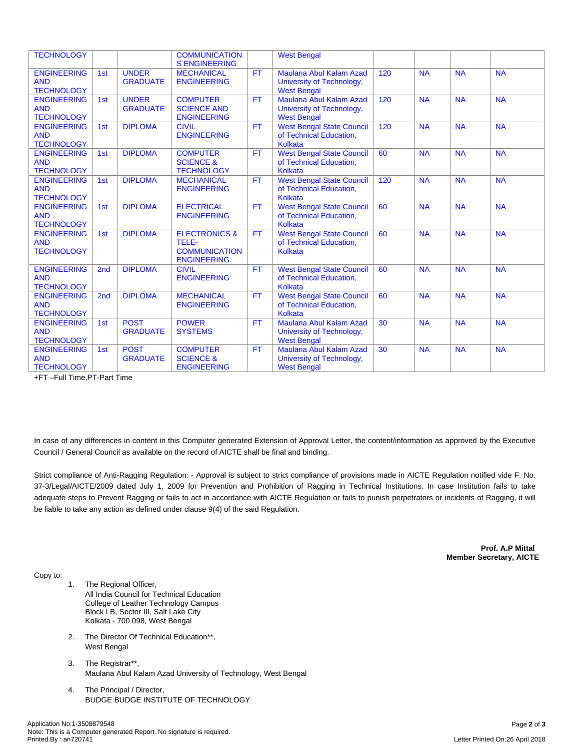| | | | | | | | | | |
|---|---|---|---|---|---|---|---|---|---|
| TECHNOLOGY | | | COMMUNICATION S ENGINEERING | | West Bengal | | | | |
| ENGINEERING AND TECHNOLOGY | 1st | UNDER GRADUATE | MECHANICAL ENGINEERING | FT | Maulana Abul Kalam Azad University of Technology, West Bengal | 120 | NA | NA | NA |
| ENGINEERING AND TECHNOLOGY | 1st | UNDER GRADUATE | COMPUTER SCIENCE AND ENGINEERING | FT | Maulana Abul Kalam Azad University of Technology, West Bengal | 120 | NA | NA | NA |
| ENGINEERING AND TECHNOLOGY | 1st | DIPLOMA | CIVIL ENGINEERING | FT | West Bengal State Council of Technical Education, Kolkata | 120 | NA | NA | NA |
| ENGINEERING AND TECHNOLOGY | 1st | DIPLOMA | COMPUTER SCIENCE & TECHNOLOGY | FT | West Bengal State Council of Technical Education, Kolkata | 60 | NA | NA | NA |
| ENGINEERING AND TECHNOLOGY | 1st | DIPLOMA | MECHANICAL ENGINEERING | FT | West Bengal State Council of Technical Education, Kolkata | 120 | NA | NA | NA |
| ENGINEERING AND TECHNOLOGY | 1st | DIPLOMA | ELECTRICAL ENGINEERING | FT | West Bengal State Council of Technical Education, Kolkata | 60 | NA | NA | NA |
| ENGINEERING AND TECHNOLOGY | 1st | DIPLOMA | ELECTRONICS & TELE-COMMUNICATION ENGINEERING | FT | West Bengal State Council of Technical Education, Kolkata | 60 | NA | NA | NA |
| ENGINEERING AND TECHNOLOGY | 2nd | DIPLOMA | CIVIL ENGINEERING | FT | West Bengal State Council of Technical Education, Kolkata | 60 | NA | NA | NA |
| ENGINEERING AND TECHNOLOGY | 2nd | DIPLOMA | MECHANICAL ENGINEERING | FT | West Bengal State Council of Technical Education, Kolkata | 60 | NA | NA | NA |
| ENGINEERING AND TECHNOLOGY | 1st | POST GRADUATE | POWER SYSTEMS | FT | Maulana Abul Kalam Azad University of Technology, West Bengal | 30 | NA | NA | NA |
| ENGINEERING AND TECHNOLOGY | 1st | POST GRADUATE | COMPUTER SCIENCE & ENGINEERING | FT | Maulana Abul Kalam Azad University of Technology, West Bengal | 30 | NA | NA | NA |

+FT –Full Time,PT-Part Time

In case of any differences in content in this Computer generated Extension of Approval Letter, the content/information as approved by the Executive Council / General Council as available on the record of AICTE shall be final and binding.

Strict compliance of Anti-Ragging Regulation: - Approval is subject to strict compliance of provisions made in AICTE Regulation notified vide F. No. 37-3/Legal/AICTE/2009 dated July 1, 2009 for Prevention and Prohibition of Ragging in Technical Institutions. In case Institution fails to take adequate steps to Prevent Ragging or fails to act in accordance with AICTE Regulation or fails to punish perpetrators or incidents of Ragging, it will be liable to take any action as defined under clause 9(4) of the said Regulation.

**Prof. A.P Mittal**
**Member Secretary, AICTE**

Copy to:

1. The Regional Officer,
   All India Council for Technical Education
   College of Leather Technology Campus
   Block LB, Sector III, Salt Lake City
   Kolkata - 700 098, West Bengal

2. The Director Of Technical Education**,
   West Bengal

3. The Registrar**,
   Maulana Abul Kalam Azad University of Technology, West Bengal

4. The Principal / Director,
   BUDGE BUDGE INSTITUTE OF TECHNOLOGY

Application No:1-3508879548
Note: This is a Computer generated Report. No signature is required.
Printed By : an720741

Letter Printed On:26 April 2018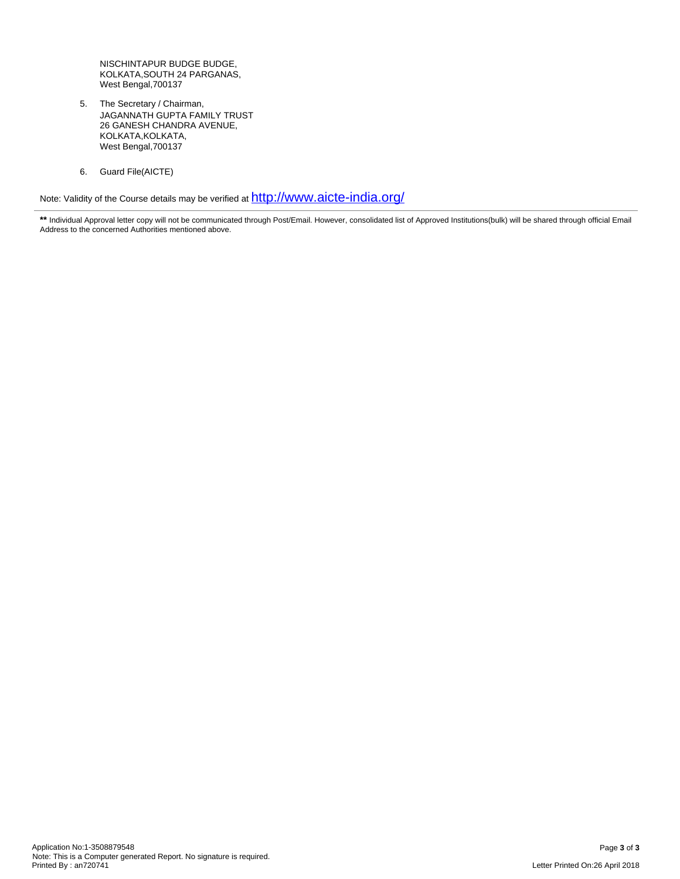NISCHINTAPUR BUDGE BUDGE,
KOLKATA,SOUTH 24 PARGANAS,
West Bengal,700137

5. The Secretary / Chairman,
   JAGANNATH GUPTA FAMILY TRUST
   26 GANESH CHANDRA AVENUE,
   KOLKATA,KOLKATA,
   West Bengal,700137

6. Guard File(AICTE)

Note: Validity of the Course details may be verified at http://www.aicte-india.org/

---

**\*\*** Individual Approval letter copy will not be communicated through Post/Email. However, consolidated list of Approved Institutions(bulk) will be shared through official Email Address to the concerned Authorities mentioned above.

Application No:1-3508879548
Note: This is a Computer generated Report. No signature is required.
Printed By : an720741

Letter Printed On:26 April 2018